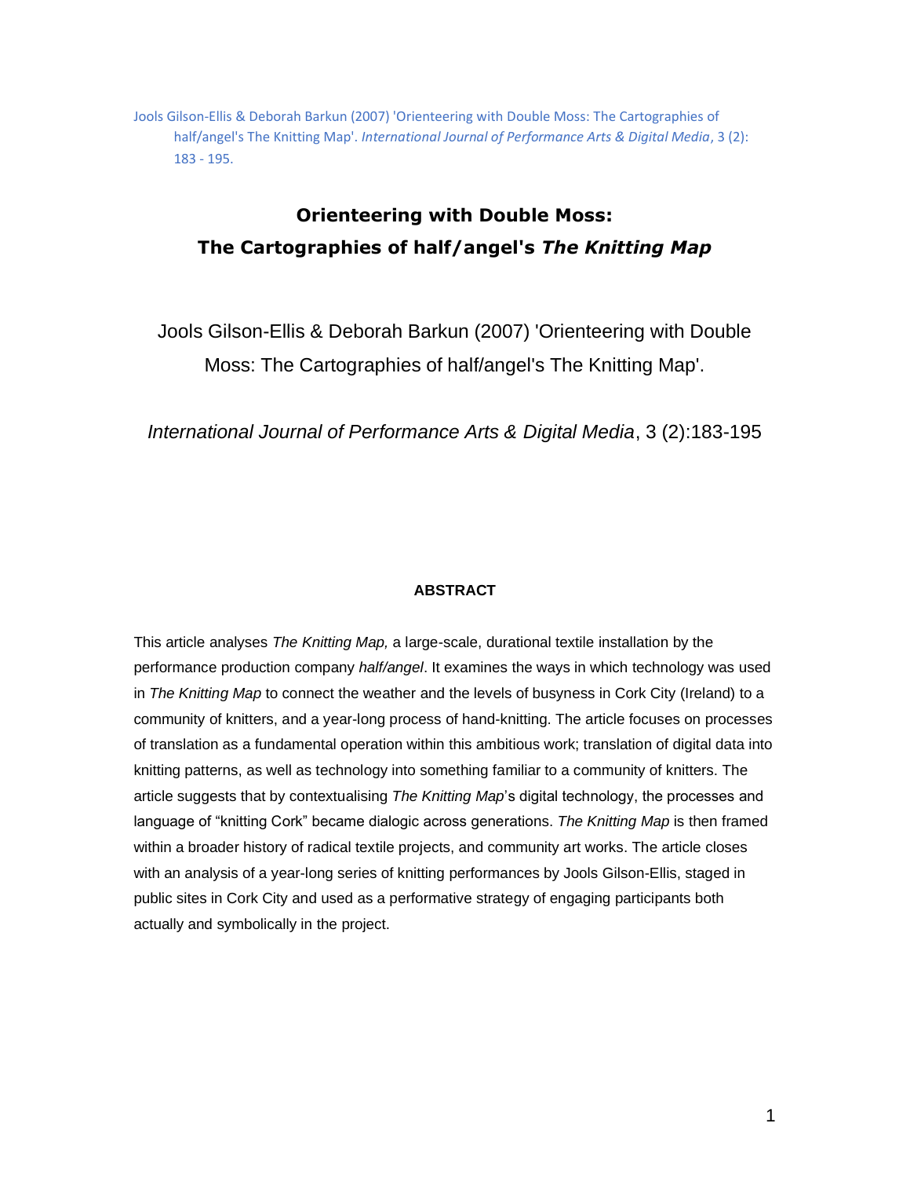Jools Gilson-Ellis & Deborah Barkun (2007) 'Orienteering with Double Moss: The Cartographies of half/angel's The Knitting Map'. *International Journal of Performance Arts & Digital Media*, 3 (2): 183 - 195.

# Orienteering with Double Moss: The Cartographies of half/angel's *The Knitting Map*

Jools Gilson-Ellis & Deborah Barkun (2007) 'Orienteering with Double Moss: The Cartographies of half/angel's The Knitting Map'.

*International Journal of Performance Arts & Digital Media*, 3 (2):183-195

## ABSTRACT

This article analyses *The Knitting Map,* a large-scale, durational textile installation by the performance production company *half/angel*. It examines the ways in which technology was used in *The Knitting Map* to connect the weather and the levels of busyness in Cork City (Ireland) to a community of knitters, and a year-long process of hand-knitting. The article focuses on processes of translation as a fundamental operation within this ambitious work; translation of digital data into knitting patterns, as well as technology into something familiar to a community of knitters. The article suggests that by contextualising *The Knitting Map*'s digital technology, the processes and language of "knitting Cork" became dialogic across generations. *The Knitting Map* is then framed within a broader history of radical textile projects, and community art works. The article closes with an analysis of a year-long series of knitting performances by Jools Gilson-Ellis, staged in public sites in Cork City and used as a performative strategy of engaging participants both actually and symbolically in the project.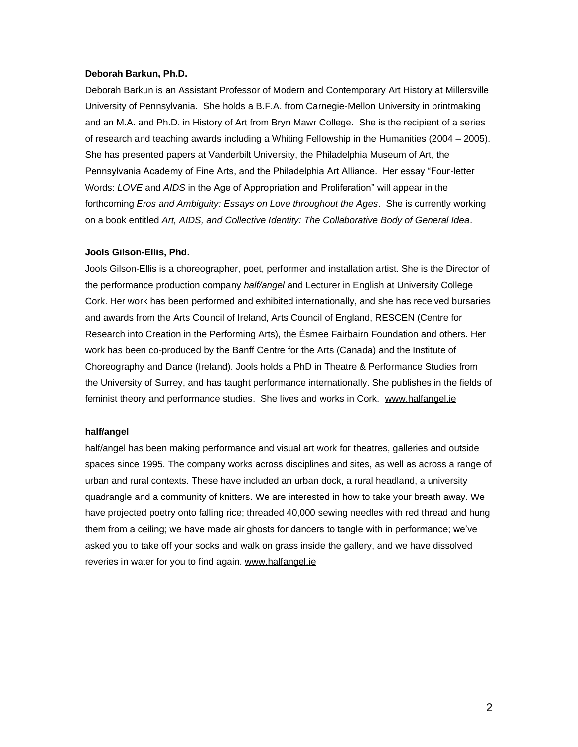**Deborah Barkun, Ph.D.**

Deborah Barkun is an Assistant Professor of Modern and Contemporary Art History at Millersville University of Pennsylvania. She holds a B.F.A. from Carnegie-Mellon University in printmaking and an M.A. and Ph.D. in History of Art from Bryn Mawr College. She is the recipient of a series of research and teaching awards including a Whiting Fellowship in the Humanities (2004 – 2005). She has presented papers at Vanderbilt University, the Philadelphia Museum of Art, the Pennsylvania Academy of Fine Arts, and the Philadelphia Art Alliance. Her essay "Four-letter Words: *LOVE* and *AIDS* in the Age of Appropriation and Proliferation" will appear in the forthcoming *Eros and Ambiguity: Essays on Love throughout the Ages*. She is currently working on a book entitled *Art, AIDS, and Collective Identity: The Collaborative Body of General Idea*.

**Jools Gilson-Ellis, Phd.**

Jools Gilson-Ellis is a choreographer, poet, performer and installation artist. She is the Director of the performance production company *half/angel* and Lecturer in English at University College Cork. Her work has been performed and exhibited internationally, and she has received bursaries and awards from the Arts Council of Ireland, Arts Council of England, RESCEN (Centre for Research into Creation in the Performing Arts), the Ésmee Fairbairn Foundation and others. Her work has been co-produced by the Banff Centre for the Arts (Canada) and the Institute of Choreography and Dance (Ireland). Jools holds a PhD in Theatre & Performance Studies from the University of Surrey, and has taught performance internationally. She publishes in the fields of feminist theory and performance studies. She lives and works in Cork. www.halfangel.ie

**half/angel**

half/angel has been making performance and visual art work for theatres, galleries and outside spaces since 1995. The company works across disciplines and sites, as well as across a range of urban and rural contexts. These have included an urban dock, a rural headland, a university quadrangle and a community of knitters. We are interested in how to take your breath away. We have projected poetry onto falling rice; threaded 40,000 sewing needles with red thread and hung them from a ceiling; we have made air ghosts for dancers to tangle with in performance; we've asked you to take off your socks and walk on grass inside the gallery, and we have dissolved reveries in water for you to find again. www.halfangel.ie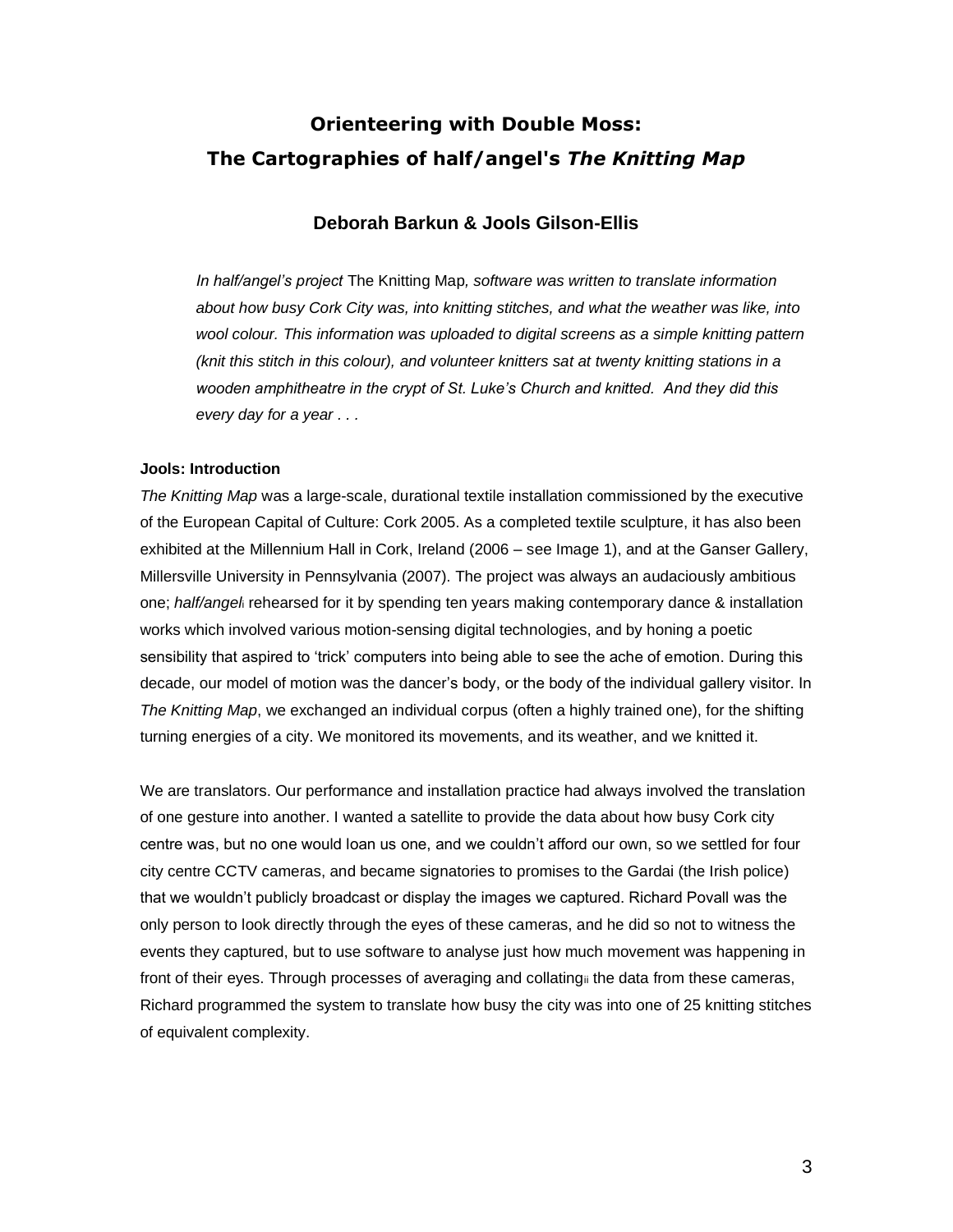# Orienteering with Double Moss: The Cartographies of half/angel's *The Knitting Map*

## Deborah Barkun & Jools Gilson-Ellis

*In half/angel's project* The Knitting Map*, software was written to translate information about how busy Cork City was, into knitting stitches, and what the weather was like, into wool colour. This information was uploaded to digital screens as a simple knitting pattern (knit this stitch in this colour), and volunteer knitters sat at twenty knitting stations in a wooden amphitheatre in the crypt of St. Luke's Church and knitted. And they did this every day for a year . . .*

**Jools: Introduction**

*The Knitting Map* was a large-scale, durational textile installation commissioned by the executive of the European Capital of Culture: Cork 2005. As a completed textile sculpture, it has also been exhibited at the Millennium Hall in Cork, Ireland (2006 – see Image 1), and at the Ganser Gallery, Millersville University in Pennsylvania (2007). The project was always an audaciously ambitious one; *half/angel*[i] rehearsed for it by spending ten years making contemporary dance & installation works which involved various motion-sensing digital technologies, and by honing a poetic sensibility that aspired to 'trick' computers into being able to see the ache of emotion. During this decade, our model of motion was the dancer's body, or the body of the individual gallery visitor. In *The Knitting Map*, we exchanged an individual corpus (often a highly trained one), for the shifting turning energies of a city. We monitored its movements, and its weather, and we knitted it.

We are translators. Our performance and installation practice had always involved the translation of one gesture into another. I wanted a satellite to provide the data about how busy Cork city centre was, but no one would loan us one, and we couldn't afford our own, so we settled for four city centre CCTV cameras, and became signatories to promises to the Gardai (the Irish police) that we wouldn't publicly broadcast or display the images we captured. Richard Povall was the only person to look directly through the eyes of these cameras, and he did so not to witness the events they captured, but to use software to analyse just how much movement was happening in front of their eyes. Through processes of averaging and collating[ii] the data from these cameras, Richard programmed the system to translate how busy the city was into one of 25 knitting stitches of equivalent complexity.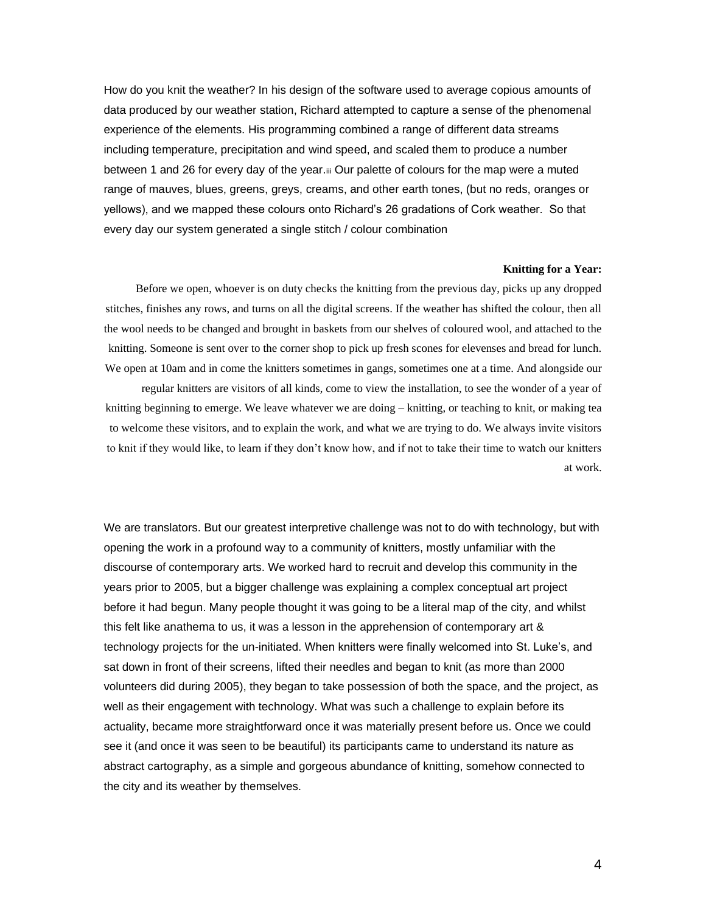How do you knit the weather? In his design of the software used to average copious amounts of data produced by our weather station, Richard attempted to capture a sense of the phenomenal experience of the elements. His programming combined a range of different data streams including temperature, precipitation and wind speed, and scaled them to produce a number between 1 and 26 for every day of the year.[iii] Our palette of colours for the map were a muted range of mauves, blues, greens, greys, creams, and other earth tones, (but no reds, oranges or yellows), and we mapped these colours onto Richard's 26 gradations of Cork weather. So that every day our system generated a single stitch / colour combination

**Knitting for a Year:**

Before we open, whoever is on duty checks the knitting from the previous day, picks up any dropped stitches, finishes any rows, and turns on all the digital screens. If the weather has shifted the colour, then all the wool needs to be changed and brought in baskets from our shelves of coloured wool, and attached to the knitting. Someone is sent over to the corner shop to pick up fresh scones for elevenses and bread for lunch. We open at 10am and in come the knitters sometimes in gangs, sometimes one at a time. And alongside our regular knitters are visitors of all kinds, come to view the installation, to see the wonder of a year of knitting beginning to emerge. We leave whatever we are doing – knitting, or teaching to knit, or making tea to welcome these visitors, and to explain the work, and what we are trying to do. We always invite visitors to knit if they would like, to learn if they don't know how, and if not to take their time to watch our knitters at work.

We are translators. But our greatest interpretive challenge was not to do with technology, but with opening the work in a profound way to a community of knitters, mostly unfamiliar with the discourse of contemporary arts. We worked hard to recruit and develop this community in the years prior to 2005, but a bigger challenge was explaining a complex conceptual art project before it had begun. Many people thought it was going to be a literal map of the city, and whilst this felt like anathema to us, it was a lesson in the apprehension of contemporary art & technology projects for the un-initiated. When knitters were finally welcomed into St. Luke's, and sat down in front of their screens, lifted their needles and began to knit (as more than 2000 volunteers did during 2005), they began to take possession of both the space, and the project, as well as their engagement with technology. What was such a challenge to explain before its actuality, became more straightforward once it was materially present before us. Once we could see it (and once it was seen to be beautiful) its participants came to understand its nature as abstract cartography, as a simple and gorgeous abundance of knitting, somehow connected to the city and its weather by themselves.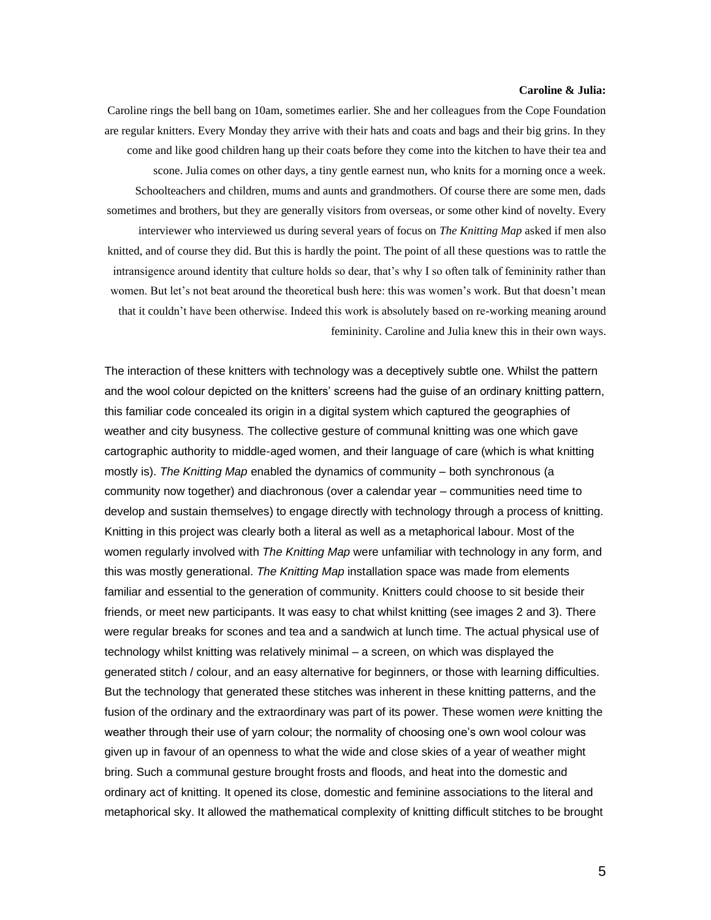**Caroline & Julia:**

Caroline rings the bell bang on 10am, sometimes earlier. She and her colleagues from the Cope Foundation are regular knitters. Every Monday they arrive with their hats and coats and bags and their big grins. In they come and like good children hang up their coats before they come into the kitchen to have their tea and scone. Julia comes on other days, a tiny gentle earnest nun, who knits for a morning once a week. Schoolteachers and children, mums and aunts and grandmothers. Of course there are some men, dads sometimes and brothers, but they are generally visitors from overseas, or some other kind of novelty. Every interviewer who interviewed us during several years of focus on *The Knitting Map* asked if men also knitted, and of course they did. But this is hardly the point. The point of all these questions was to rattle the intransigence around identity that culture holds so dear, that's why I so often talk of femininity rather than women. But let's not beat around the theoretical bush here: this was women's work. But that doesn't mean that it couldn't have been otherwise. Indeed this work is absolutely based on re-working meaning around femininity. Caroline and Julia knew this in their own ways.

The interaction of these knitters with technology was a deceptively subtle one. Whilst the pattern and the wool colour depicted on the knitters' screens had the guise of an ordinary knitting pattern, this familiar code concealed its origin in a digital system which captured the geographies of weather and city busyness. The collective gesture of communal knitting was one which gave cartographic authority to middle-aged women, and their language of care (which is what knitting mostly is). *The Knitting Map* enabled the dynamics of community – both synchronous (a community now together) and diachronous (over a calendar year – communities need time to develop and sustain themselves) to engage directly with technology through a process of knitting. Knitting in this project was clearly both a literal as well as a metaphorical labour. Most of the women regularly involved with *The Knitting Map* were unfamiliar with technology in any form, and this was mostly generational. *The Knitting Map* installation space was made from elements familiar and essential to the generation of community. Knitters could choose to sit beside their friends, or meet new participants. It was easy to chat whilst knitting (see images 2 and 3). There were regular breaks for scones and tea and a sandwich at lunch time. The actual physical use of technology whilst knitting was relatively minimal – a screen, on which was displayed the generated stitch / colour, and an easy alternative for beginners, or those with learning difficulties. But the technology that generated these stitches was inherent in these knitting patterns, and the fusion of the ordinary and the extraordinary was part of its power. These women *were* knitting the weather through their use of yarn colour; the normality of choosing one's own wool colour was given up in favour of an openness to what the wide and close skies of a year of weather might bring. Such a communal gesture brought frosts and floods, and heat into the domestic and ordinary act of knitting. It opened its close, domestic and feminine associations to the literal and metaphorical sky. It allowed the mathematical complexity of knitting difficult stitches to be brought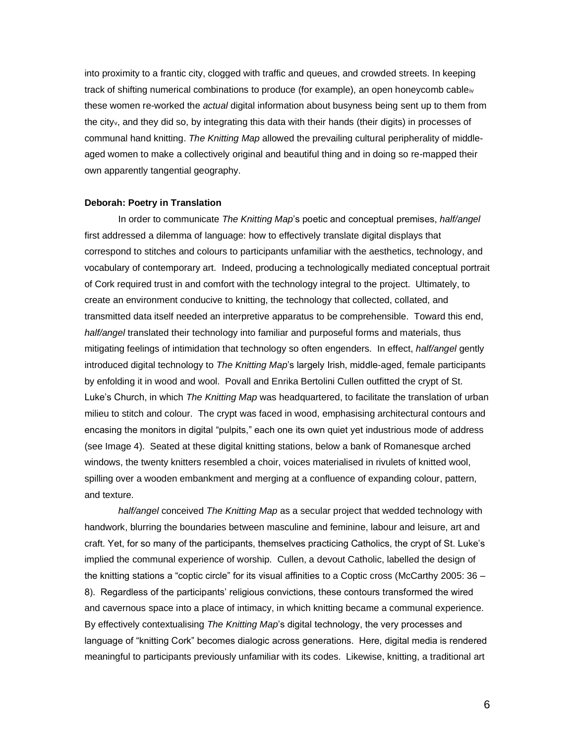into proximity to a frantic city, clogged with traffic and queues, and crowded streets. In keeping track of shifting numerical combinations to produce (for example), an open honeycomb cable[iv] these women re-worked the *actual* digital information about busyness being sent up to them from the city[v], and they did so, by integrating this data with their hands (their digits) in processes of communal hand knitting. *The Knitting Map* allowed the prevailing cultural peripherality of middle-aged women to make a collectively original and beautiful thing and in doing so re-mapped their own apparently tangential geography.

**Deborah: Poetry in Translation**

In order to communicate *The Knitting Map*'s poetic and conceptual premises, *half/angel* first addressed a dilemma of language: how to effectively translate digital displays that correspond to stitches and colours to participants unfamiliar with the aesthetics, technology, and vocabulary of contemporary art. Indeed, producing a technologically mediated conceptual portrait of Cork required trust in and comfort with the technology integral to the project. Ultimately, to create an environment conducive to knitting, the technology that collected, collated, and transmitted data itself needed an interpretive apparatus to be comprehensible. Toward this end, *half/angel* translated their technology into familiar and purposeful forms and materials, thus mitigating feelings of intimidation that technology so often engenders. In effect, *half/angel* gently introduced digital technology to *The Knitting Map*'s largely Irish, middle-aged, female participants by enfolding it in wood and wool. Povall and Enrika Bertolini Cullen outfitted the crypt of St. Luke's Church, in which *The Knitting Map* was headquartered, to facilitate the translation of urban milieu to stitch and colour. The crypt was faced in wood, emphasising architectural contours and encasing the monitors in digital "pulpits," each one its own quiet yet industrious mode of address (see Image 4). Seated at these digital knitting stations, below a bank of Romanesque arched windows, the twenty knitters resembled a choir, voices materialised in rivulets of knitted wool, spilling over a wooden embankment and merging at a confluence of expanding colour, pattern, and texture.

*half/angel* conceived *The Knitting Map* as a secular project that wedded technology with handwork, blurring the boundaries between masculine and feminine, labour and leisure, art and craft. Yet, for so many of the participants, themselves practicing Catholics, the crypt of St. Luke's implied the communal experience of worship. Cullen, a devout Catholic, labelled the design of the knitting stations a "coptic circle" for its visual affinities to a Coptic cross (McCarthy 2005: 36 – 8). Regardless of the participants' religious convictions, these contours transformed the wired and cavernous space into a place of intimacy, in which knitting became a communal experience. By effectively contextualising *The Knitting Map*'s digital technology, the very processes and language of "knitting Cork" becomes dialogic across generations. Here, digital media is rendered meaningful to participants previously unfamiliar with its codes. Likewise, knitting, a traditional art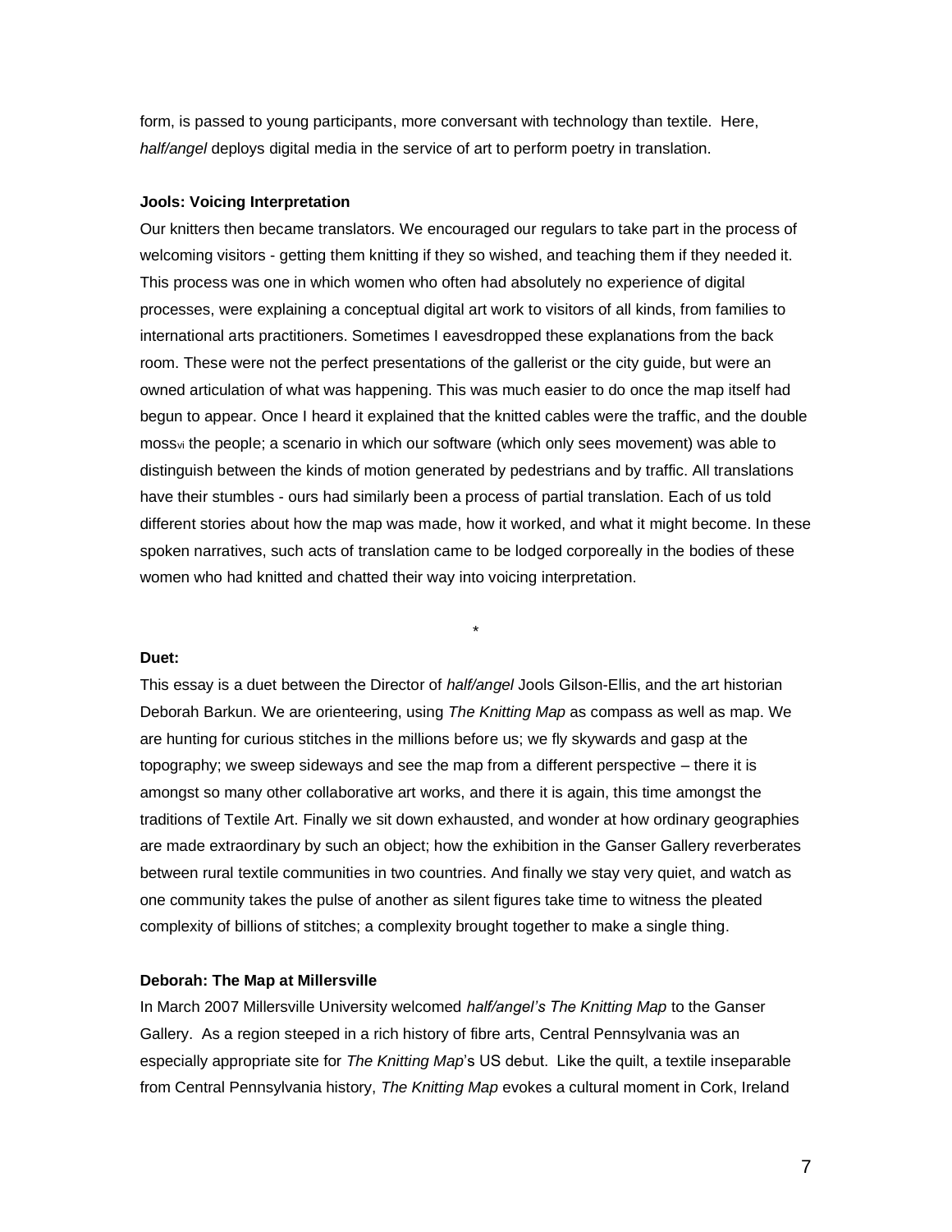form, is passed to young participants, more conversant with technology than textile. Here, *half/angel* deploys digital media in the service of art to perform poetry in translation.

**Jools: Voicing Interpretation**

Our knitters then became translators. We encouraged our regulars to take part in the process of welcoming visitors - getting them knitting if they so wished, and teaching them if they needed it. This process was one in which women who often had absolutely no experience of digital processes, were explaining a conceptual digital art work to visitors of all kinds, from families to international arts practitioners. Sometimes I eavesdropped these explanations from the back room. These were not the perfect presentations of the gallerist or the city guide, but were an owned articulation of what was happening. This was much easier to do once the map itself had begun to appear. Once I heard it explained that the knitted cables were the traffic, and the double moss[vi] the people; a scenario in which our software (which only sees movement) was able to distinguish between the kinds of motion generated by pedestrians and by traffic. All translations have their stumbles - ours had similarly been a process of partial translation. Each of us told different stories about how the map was made, how it worked, and what it might become. In these spoken narratives, such acts of translation came to be lodged corporeally in the bodies of these women who had knitted and chatted their way into voicing interpretation.

*

**Duet:**

This essay is a duet between the Director of *half/angel* Jools Gilson-Ellis, and the art historian Deborah Barkun. We are orienteering, using *The Knitting Map* as compass as well as map. We are hunting for curious stitches in the millions before us; we fly skywards and gasp at the topography; we sweep sideways and see the map from a different perspective – there it is amongst so many other collaborative art works, and there it is again, this time amongst the traditions of Textile Art. Finally we sit down exhausted, and wonder at how ordinary geographies are made extraordinary by such an object; how the exhibition in the Ganser Gallery reverberates between rural textile communities in two countries. And finally we stay very quiet, and watch as one community takes the pulse of another as silent figures take time to witness the pleated complexity of billions of stitches; a complexity brought together to make a single thing.

**Deborah: The Map at Millersville**

In March 2007 Millersville University welcomed *half/angel's The Knitting Map* to the Ganser Gallery. As a region steeped in a rich history of fibre arts, Central Pennsylvania was an especially appropriate site for *The Knitting Map*'s US debut. Like the quilt, a textile inseparable from Central Pennsylvania history, *The Knitting Map* evokes a cultural moment in Cork, Ireland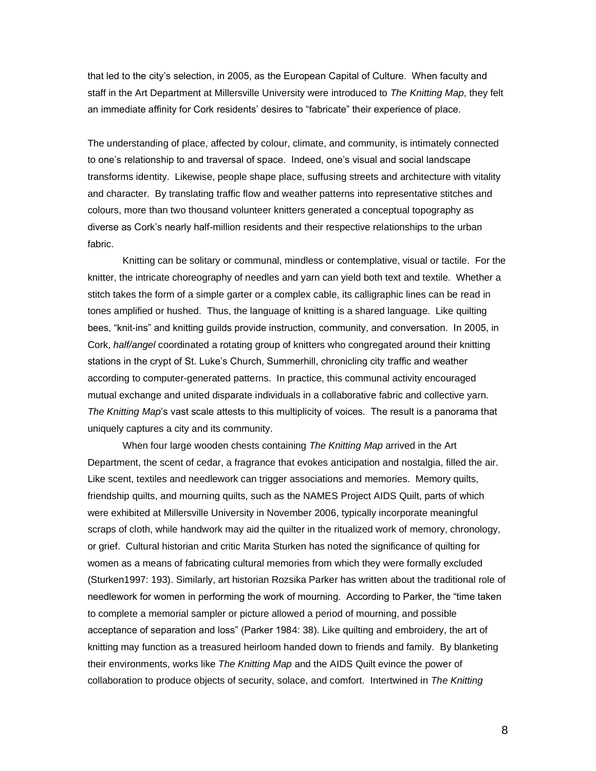that led to the city's selection, in 2005, as the European Capital of Culture. When faculty and staff in the Art Department at Millersville University were introduced to *The Knitting Map*, they felt an immediate affinity for Cork residents' desires to "fabricate" their experience of place.

The understanding of place, affected by colour, climate, and community, is intimately connected to one's relationship to and traversal of space. Indeed, one's visual and social landscape transforms identity. Likewise, people shape place, suffusing streets and architecture with vitality and character. By translating traffic flow and weather patterns into representative stitches and colours, more than two thousand volunteer knitters generated a conceptual topography as diverse as Cork's nearly half-million residents and their respective relationships to the urban fabric.

Knitting can be solitary or communal, mindless or contemplative, visual or tactile. For the knitter, the intricate choreography of needles and yarn can yield both text and textile. Whether a stitch takes the form of a simple garter or a complex cable, its calligraphic lines can be read in tones amplified or hushed. Thus, the language of knitting is a shared language. Like quilting bees, "knit-ins" and knitting guilds provide instruction, community, and conversation. In 2005, in Cork, *half/angel* coordinated a rotating group of knitters who congregated around their knitting stations in the crypt of St. Luke's Church, Summerhill, chronicling city traffic and weather according to computer-generated patterns. In practice, this communal activity encouraged mutual exchange and united disparate individuals in a collaborative fabric and collective yarn. *The Knitting Map*'s vast scale attests to this multiplicity of voices. The result is a panorama that uniquely captures a city and its community.

When four large wooden chests containing *The Knitting Map* arrived in the Art Department, the scent of cedar, a fragrance that evokes anticipation and nostalgia, filled the air. Like scent, textiles and needlework can trigger associations and memories. Memory quilts, friendship quilts, and mourning quilts, such as the NAMES Project AIDS Quilt, parts of which were exhibited at Millersville University in November 2006, typically incorporate meaningful scraps of cloth, while handwork may aid the quilter in the ritualized work of memory, chronology, or grief. Cultural historian and critic Marita Sturken has noted the significance of quilting for women as a means of fabricating cultural memories from which they were formally excluded (Sturken1997: 193). Similarly, art historian Rozsika Parker has written about the traditional role of needlework for women in performing the work of mourning. According to Parker, the "time taken to complete a memorial sampler or picture allowed a period of mourning, and possible acceptance of separation and loss" (Parker 1984: 38). Like quilting and embroidery, the art of knitting may function as a treasured heirloom handed down to friends and family. By blanketing their environments, works like *The Knitting Map* and the AIDS Quilt evince the power of collaboration to produce objects of security, solace, and comfort. Intertwined in *The Knitting*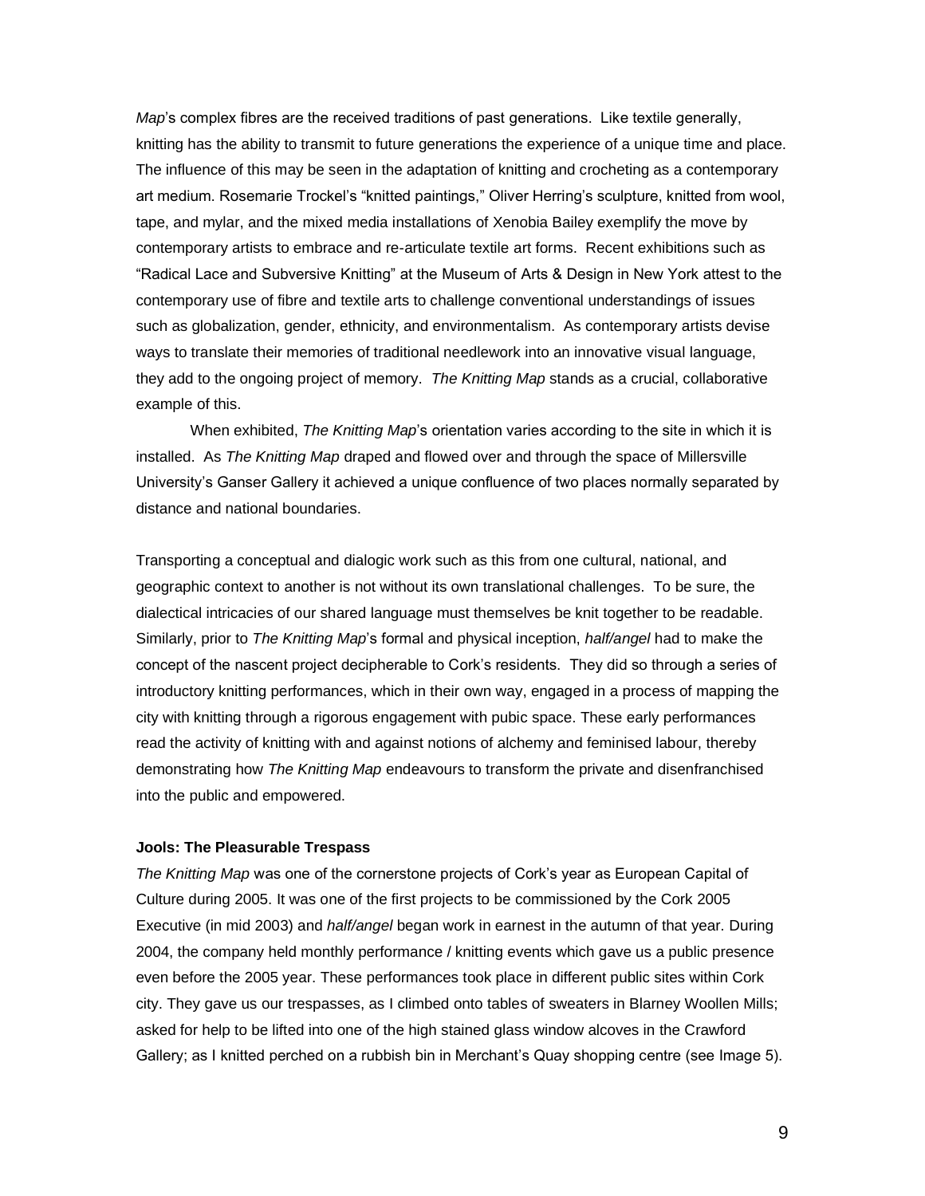*Map*'s complex fibres are the received traditions of past generations. Like textile generally, knitting has the ability to transmit to future generations the experience of a unique time and place. The influence of this may be seen in the adaptation of knitting and crocheting as a contemporary art medium. Rosemarie Trockel's "knitted paintings," Oliver Herring's sculpture, knitted from wool, tape, and mylar, and the mixed media installations of Xenobia Bailey exemplify the move by contemporary artists to embrace and re-articulate textile art forms. Recent exhibitions such as "Radical Lace and Subversive Knitting" at the Museum of Arts & Design in New York attest to the contemporary use of fibre and textile arts to challenge conventional understandings of issues such as globalization, gender, ethnicity, and environmentalism. As contemporary artists devise ways to translate their memories of traditional needlework into an innovative visual language, they add to the ongoing project of memory. *The Knitting Map* stands as a crucial, collaborative example of this.

When exhibited, *The Knitting Map*'s orientation varies according to the site in which it is installed. As *The Knitting Map* draped and flowed over and through the space of Millersville University's Ganser Gallery it achieved a unique confluence of two places normally separated by distance and national boundaries.

Transporting a conceptual and dialogic work such as this from one cultural, national, and geographic context to another is not without its own translational challenges. To be sure, the dialectical intricacies of our shared language must themselves be knit together to be readable. Similarly, prior to *The Knitting Map*'s formal and physical inception, *half/angel* had to make the concept of the nascent project decipherable to Cork's residents. They did so through a series of introductory knitting performances, which in their own way, engaged in a process of mapping the city with knitting through a rigorous engagement with pubic space. These early performances read the activity of knitting with and against notions of alchemy and feminised labour, thereby demonstrating how *The Knitting Map* endeavours to transform the private and disenfranchised into the public and empowered.

**Jools: The Pleasurable Trespass**

*The Knitting Map* was one of the cornerstone projects of Cork's year as European Capital of Culture during 2005. It was one of the first projects to be commissioned by the Cork 2005 Executive (in mid 2003) and *half/angel* began work in earnest in the autumn of that year. During 2004, the company held monthly performance / knitting events which gave us a public presence even before the 2005 year. These performances took place in different public sites within Cork city. They gave us our trespasses, as I climbed onto tables of sweaters in Blarney Woollen Mills; asked for help to be lifted into one of the high stained glass window alcoves in the Crawford Gallery; as I knitted perched on a rubbish bin in Merchant's Quay shopping centre (see Image 5).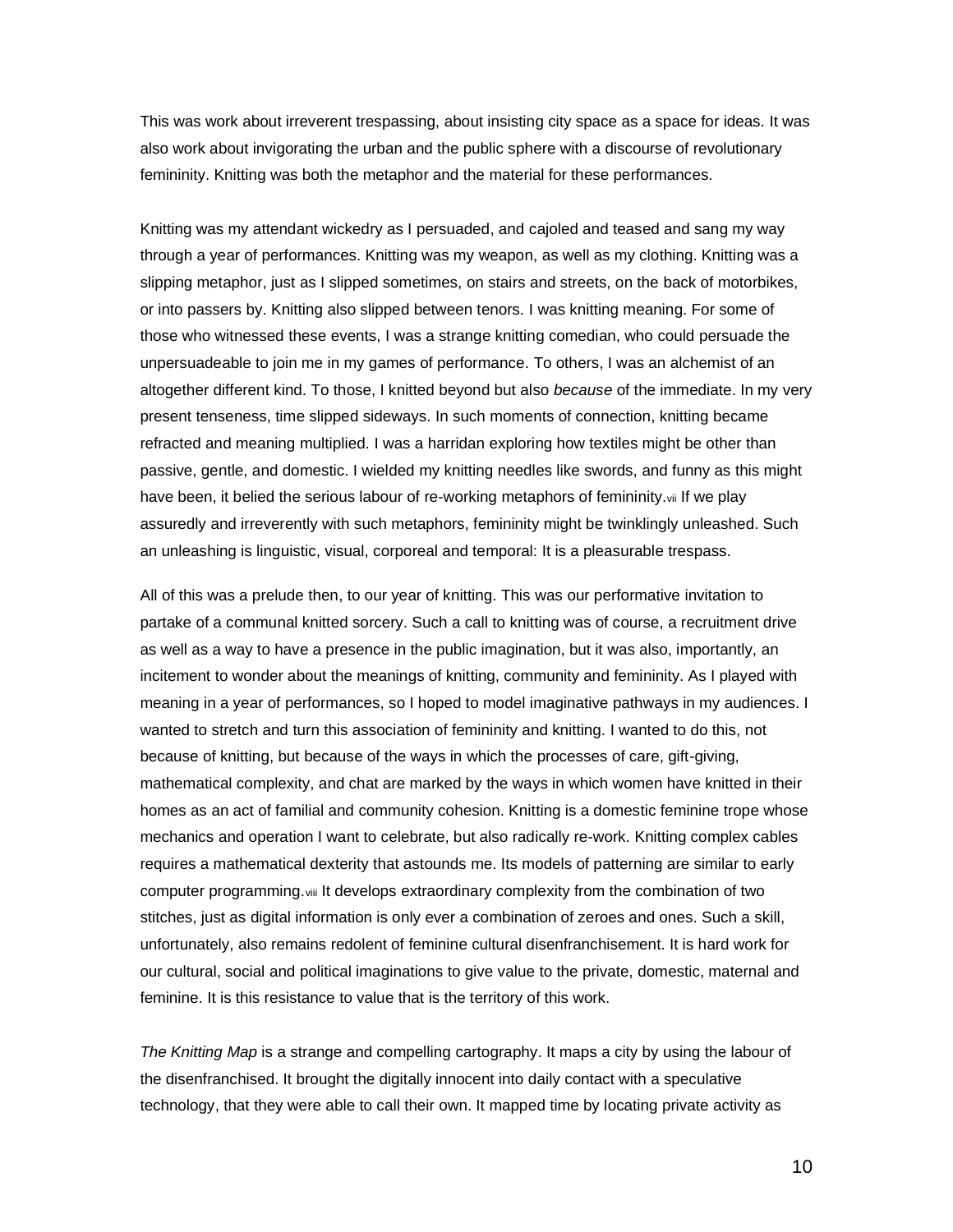This was work about irreverent trespassing, about insisting city space as a space for ideas. It was also work about invigorating the urban and the public sphere with a discourse of revolutionary femininity. Knitting was both the metaphor and the material for these performances.

Knitting was my attendant wickedry as I persuaded, and cajoled and teased and sang my way through a year of performances. Knitting was my weapon, as well as my clothing. Knitting was a slipping metaphor, just as I slipped sometimes, on stairs and streets, on the back of motorbikes, or into passers by. Knitting also slipped between tenors. I was knitting meaning. For some of those who witnessed these events, I was a strange knitting comedian, who could persuade the unpersuadeable to join me in my games of performance. To others, I was an alchemist of an altogether different kind. To those, I knitted beyond but also *because* of the immediate. In my very present tenseness, time slipped sideways. In such moments of connection, knitting became refracted and meaning multiplied. I was a harridan exploring how textiles might be other than passive, gentle, and domestic. I wielded my knitting needles like swords, and funny as this might have been, it belied the serious labour of re-working metaphors of femininity.[vii] If we play assuredly and irreverently with such metaphors, femininity might be twinklingly unleashed. Such an unleashing is linguistic, visual, corporeal and temporal: It is a pleasurable trespass.

All of this was a prelude then, to our year of knitting. This was our performative invitation to partake of a communal knitted sorcery. Such a call to knitting was of course, a recruitment drive as well as a way to have a presence in the public imagination, but it was also, importantly, an incitement to wonder about the meanings of knitting, community and femininity. As I played with meaning in a year of performances, so I hoped to model imaginative pathways in my audiences. I wanted to stretch and turn this association of femininity and knitting. I wanted to do this, not because of knitting, but because of the ways in which the processes of care, gift-giving, mathematical complexity, and chat are marked by the ways in which women have knitted in their homes as an act of familial and community cohesion. Knitting is a domestic feminine trope whose mechanics and operation I want to celebrate, but also radically re-work. Knitting complex cables requires a mathematical dexterity that astounds me. Its models of patterning are similar to early computer programming.[viii] It develops extraordinary complexity from the combination of two stitches, just as digital information is only ever a combination of zeroes and ones. Such a skill, unfortunately, also remains redolent of feminine cultural disenfranchisement. It is hard work for our cultural, social and political imaginations to give value to the private, domestic, maternal and feminine. It is this resistance to value that is the territory of this work.

*The Knitting Map* is a strange and compelling cartography. It maps a city by using the labour of the disenfranchised. It brought the digitally innocent into daily contact with a speculative technology, that they were able to call their own. It mapped time by locating private activity as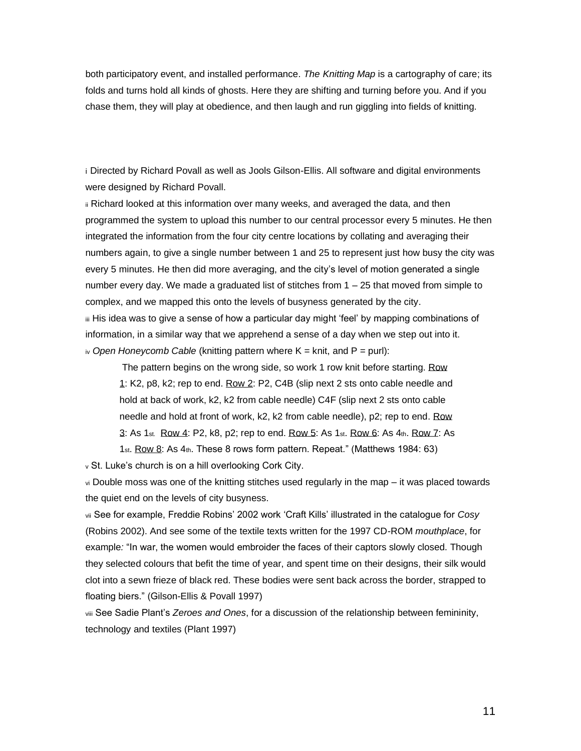both participatory event, and installed performance. *The Knitting Map* is a cartography of care; its folds and turns hold all kinds of ghosts. Here they are shifting and turning before you. And if you chase them, they will play at obedience, and then laugh and run giggling into fields of knitting.

---

[i] Directed by Richard Povall as well as Jools Gilson-Ellis. All software and digital environments were designed by Richard Povall.

[ii] Richard looked at this information over many weeks, and averaged the data, and then programmed the system to upload this number to our central processor every 5 minutes. He then integrated the information from the four city centre locations by collating and averaging their numbers again, to give a single number between 1 and 25 to represent just how busy the city was every 5 minutes. He then did more averaging, and the city's level of motion generated a single number every day. We made a graduated list of stitches from 1 – 25 that moved from simple to complex, and we mapped this onto the levels of busyness generated by the city.

[iii] His idea was to give a sense of how a particular day might 'feel' by mapping combinations of information, in a similar way that we apprehend a sense of a day when we step out into it.

[iv] *Open Honeycomb Cable* (knitting pattern where K = knit, and P = purl):

> The pattern begins on the wrong side, so work 1 row knit before starting. <u>Row 1</u>: K2, p8, k2; rep to end. <u>Row 2</u>: P2, C4B (slip next 2 sts onto cable needle and hold at back of work, k2, k2 from cable needle) C4F (slip next 2 sts onto cable needle and hold at front of work, k2, k2 from cable needle), p2; rep to end. <u>Row 3</u>: As 1st. <u>Row 4</u>: P2, k8, p2; rep to end. <u>Row 5</u>: As 1st. <u>Row 6</u>: As 4th. <u>Row 7</u>: As 1st. <u>Row 8</u>: As 4th. These 8 rows form pattern. Repeat." (Matthews 1984: 63)

[v] St. Luke's church is on a hill overlooking Cork City.

[vi] Double moss was one of the knitting stitches used regularly in the map – it was placed towards the quiet end on the levels of city busyness.

[vii] See for example, Freddie Robins' 2002 work 'Craft Kills' illustrated in the catalogue for *Cosy* (Robins 2002). And see some of the textile texts written for the 1997 CD-ROM *mouthplace*, for example*:* "In war, the women would embroider the faces of their captors slowly closed. Though they selected colours that befit the time of year, and spent time on their designs, their silk would clot into a sewn frieze of black red. These bodies were sent back across the border, strapped to floating biers." (Gilson-Ellis & Povall 1997)

[viii] See Sadie Plant's *Zeroes and Ones*, for a discussion of the relationship between femininity, technology and textiles (Plant 1997)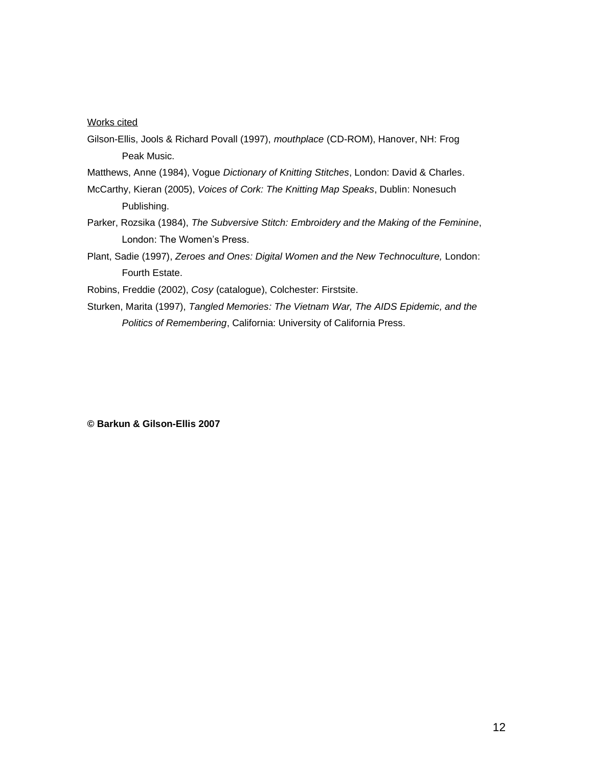Works cited

Gilson-Ellis, Jools & Richard Povall (1997), *mouthplace* (CD-ROM), Hanover, NH: Frog Peak Music.

Matthews, Anne (1984), Vogue *Dictionary of Knitting Stitches*, London: David & Charles.

McCarthy, Kieran (2005), *Voices of Cork: The Knitting Map Speaks*, Dublin: Nonesuch Publishing.

Parker, Rozsika (1984), *The Subversive Stitch: Embroidery and the Making of the Feminine*, London: The Women's Press.

Plant, Sadie (1997), *Zeroes and Ones: Digital Women and the New Technoculture,* London: Fourth Estate.

Robins, Freddie (2002), *Cosy* (catalogue), Colchester: Firstsite.

Sturken, Marita (1997), *Tangled Memories: The Vietnam War, The AIDS Epidemic, and the Politics of Remembering*, California: University of California Press.

**© Barkun & Gilson-Ellis 2007**